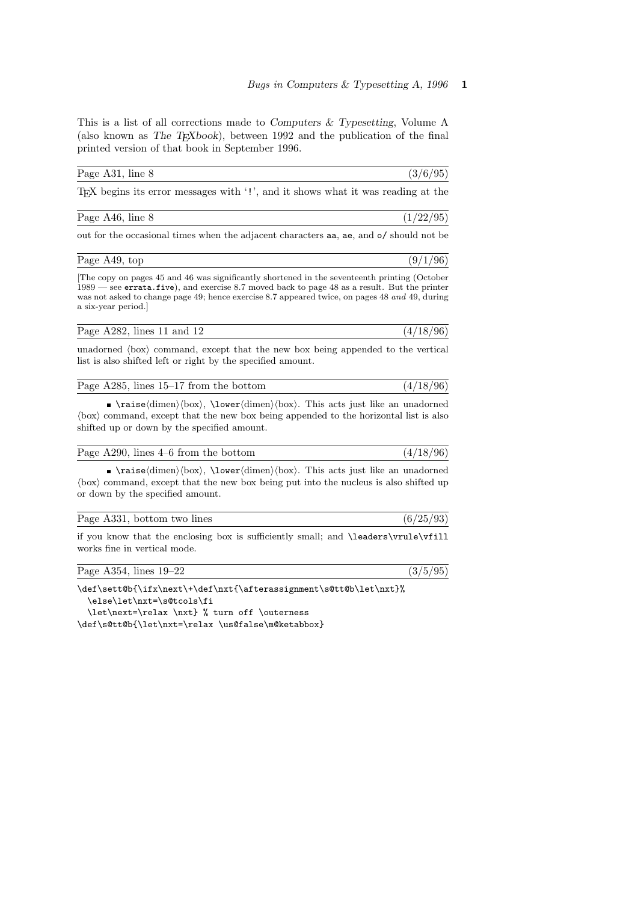This is a list of all corrections made to *Computers & Typesetting*, Volume A (also known as *The TEXbook*), between 1992 and the publication of the final printed version of that book in September 1996.

---

Page A31, line 8 (3/6/95)

TEX begins its error messages with '`!`', and it shows what it was reading at the

---

Page A46, line 8 (1/22/95)

out for the occasional times when the adjacent characters `aa`, `ae`, and `o/` should not be

---

Page A49, top (9/1/96)

[The copy on pages 45 and 46 was significantly shortened in the seventeenth printing (October 1989 — see `errata.five`), and exercise 8.7 moved back to page 48 as a result. But the printer was not asked to change page 49; hence exercise 8.7 appeared twice, on pages 48 *and* 49, during a six-year period.]

---

Page A282, lines 11 and 12 (4/18/96)

unadorned ⟨box⟩ command, except that the new box being appended to the vertical list is also shifted left or right by the specified amount.

---

Page A285, lines 15–17 from the bottom (4/18/96)

▪ `\raise`⟨dimen⟩⟨box⟩, `\lower`⟨dimen⟩⟨box⟩. This acts just like an unadorned ⟨box⟩ command, except that the new box being appended to the horizontal list is also shifted up or down by the specified amount.

---

Page A290, lines 4–6 from the bottom (4/18/96)

▪ `\raise`⟨dimen⟩⟨box⟩, `\lower`⟨dimen⟩⟨box⟩. This acts just like an unadorned ⟨box⟩ command, except that the new box being put into the nucleus is also shifted up or down by the specified amount.

---

Page A331, bottom two lines (6/25/93)

if you know that the enclosing box is sufficiently small; and `\leaders\vrule\vfill` works fine in vertical mode.

---

Page A354, lines 19–22 (3/5/95)

```
\def\sett@b{\ifx\next\+\def\nxt{\afterassignment\s@tt@b\let\nxt}%
  \else\let\nxt=\s@tcols\fi
  \let\next=\relax \nxt} % turn off \outerness
\def\s@tt@b{\let\nxt=\relax \us@false\m@ketabbox}
```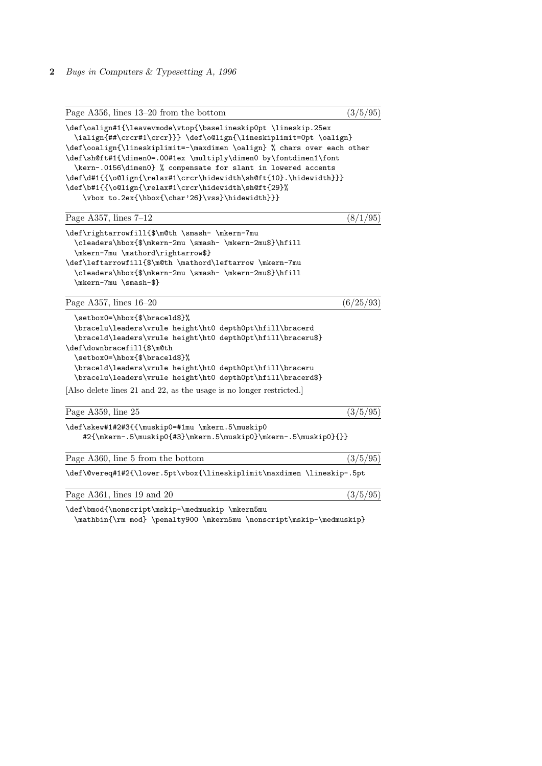Page A356, lines 13–20 from the bottom (3/5/95)

```
\def\oalign#1{\leavevmode\vtop{\baselineskip0pt \lineskip.25ex
  \ialign{##\crcr#1\crcr}}} \def\o@lign{\lineskiplimit=0pt \oalign}
\def\ooalign{\lineskiplimit=-\maxdimen \oalign} % chars over each other
\def\sh@ft#1{\dimen0=.00#1ex \multiply\dimen0 by\fontdimen1\font
  \kern-.0156\dimen0} % compensate for slant in lowered accents
\def\d#1{{\o@lign{\relax#1\crcr\hidewidth\sh@ft{10}.\hidewidth}}}
\def\b#1{{\o@lign{\relax#1\crcr\hidewidth\sh@ft{29}%
    \vbox to.2ex{\hbox{\char'26}\vss}\hidewidth}}}
```

Page A357, lines 7–12 (8/1/95)

```
\def\rightarrowfill{$\m@th \smash- \mkern-7mu
  \cleaders\hbox{$\mkern-2mu \smash- \mkern-2mu$}\hfill
  \mkern-7mu \mathord\rightarrow$}
\def\leftarrowfill{$\m@th \mathord\leftarrow \mkern-7mu
  \cleaders\hbox{$\mkern-2mu \smash- \mkern-2mu$}\hfill
  \mkern-7mu \smash-$}
```

Page A357, lines 16–20 (6/25/93)

```
  \setbox0=\hbox{$\braceld$}%
  \bracelu\leaders\vrule height\ht0 depth0pt\hfill\bracerd
  \braceld\leaders\vrule height\ht0 depth0pt\hfill\braceru$}
\def\downbracefill{$\m@th
  \setbox0=\hbox{$\braceld$}%
  \braceld\leaders\vrule height\ht0 depth0pt\hfill\braceru
  \bracelu\leaders\vrule height\ht0 depth0pt\hfill\bracerd$}
```

[Also delete lines 21 and 22, as the usage is no longer restricted.]

Page A359, line 25 (3/5/95)

```
\def\skew#1#2#3{{\muskip0=#1mu \mkern.5\muskip0
    #2{\mkern-.5\muskip0{#3}\mkern.5\muskip0}\mkern-.5\muskip0}{}}
```

Page A360, line 5 from the bottom (3/5/95)

```
\def\@vereq#1#2{\lower.5pt\vbox{\lineskiplimit\maxdimen \lineskip-.5pt
```

Page A361, lines 19 and 20 (3/5/95)

```
\def\bmod{\nonscript\mskip-\medmuskip \mkern5mu
  \mathbin{\rm mod} \penalty900 \mkern5mu \nonscript\mskip-\medmuskip}
```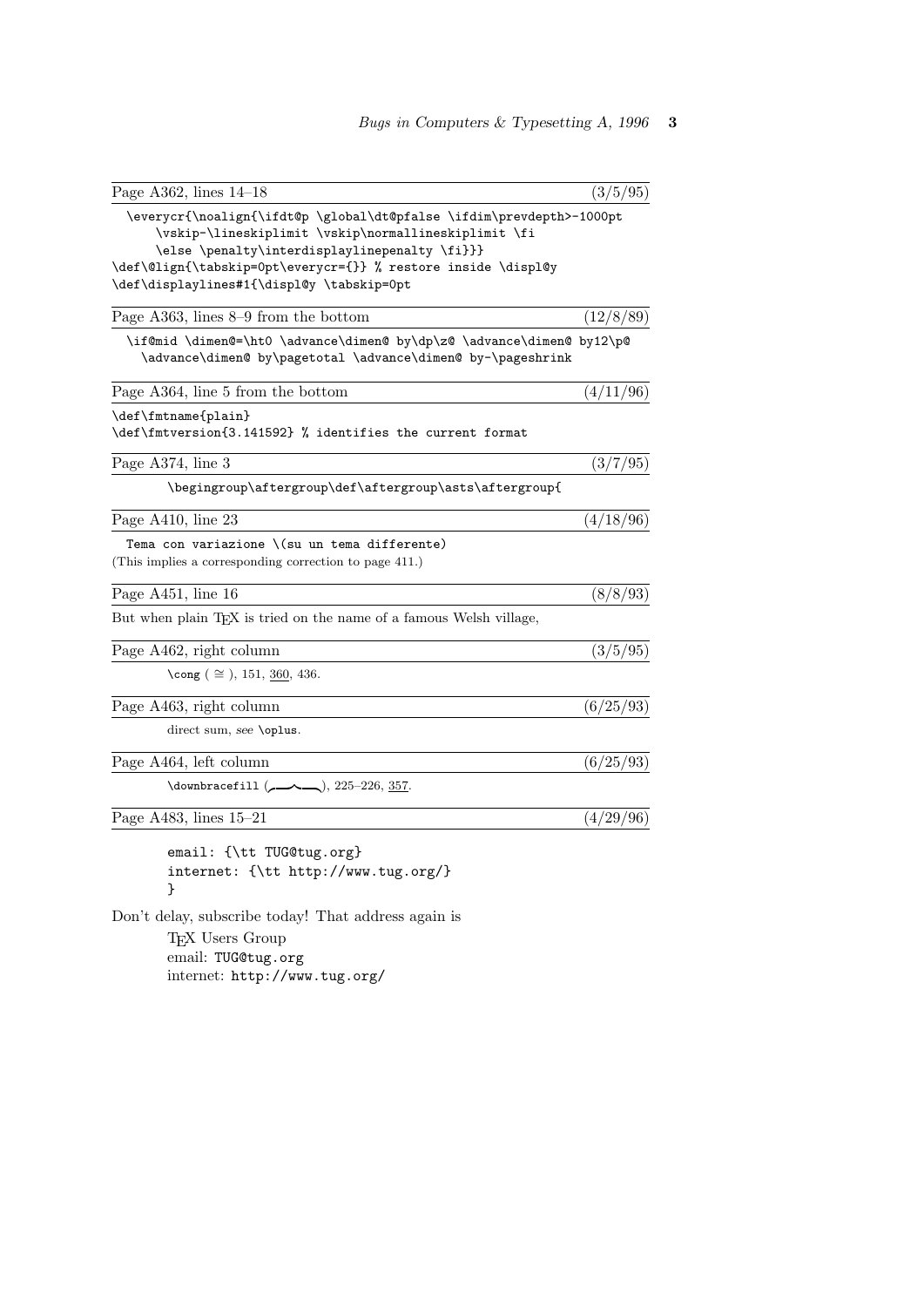Page A362, lines 14–18 (3/5/95)

```
  \everycr{\noalign{\ifdt@p \global\dt@pfalse \ifdim\prevdepth>-1000pt
      \vskip-\lineskiplimit \vskip\normallineskiplimit \fi
      \else \penalty\interdisplaylinepenalty \fi}}}
\def\@lign{\tabskip=0pt\everycr={}} % restore inside \displ@y
\def\displaylines#1{\displ@y \tabskip=0pt
```

Page A363, lines 8–9 from the bottom (12/8/89)

```
  \if@mid \dimen@=\ht0 \advance\dimen@ by\dp\z@ \advance\dimen@ by12\p@
    \advance\dimen@ by\pagetotal \advance\dimen@ by-\pageshrink
```

Page A364, line 5 from the bottom (4/11/96)

```
\def\fmtname{plain}
\def\fmtversion{3.141592} % identifies the current format
```

Page A374, line 3 (3/7/95)

```
      \begingroup\aftergroup\def\aftergroup\asts\aftergroup{
```

Page A410, line 23 (4/18/96)

```
  Tema con variazione \(su un tema differente)
```

(This implies a corresponding correction to page 411.)

Page A451, line 16 (8/8/93)

But when plain TEX is tried on the name of a famous Welsh village,

Page A462, right column (3/5/95)

`\cong` ( ≅ ), 151, 360, 436.

Page A463, right column (6/25/93)

direct sum, *see* `\oplus`.

Page A464, left column (6/25/93)

`\downbracefill` (⏟), 225–226, 357.

Page A483, lines 15–21 (4/29/96)

```
      email: {\tt TUG@tug.org}
      internet: {\tt http://www.tug.org/}
      }
```

Don't delay, subscribe today! That address again is

TEX Users Group
email: `TUG@tug.org`
internet: `http://www.tug.org/`